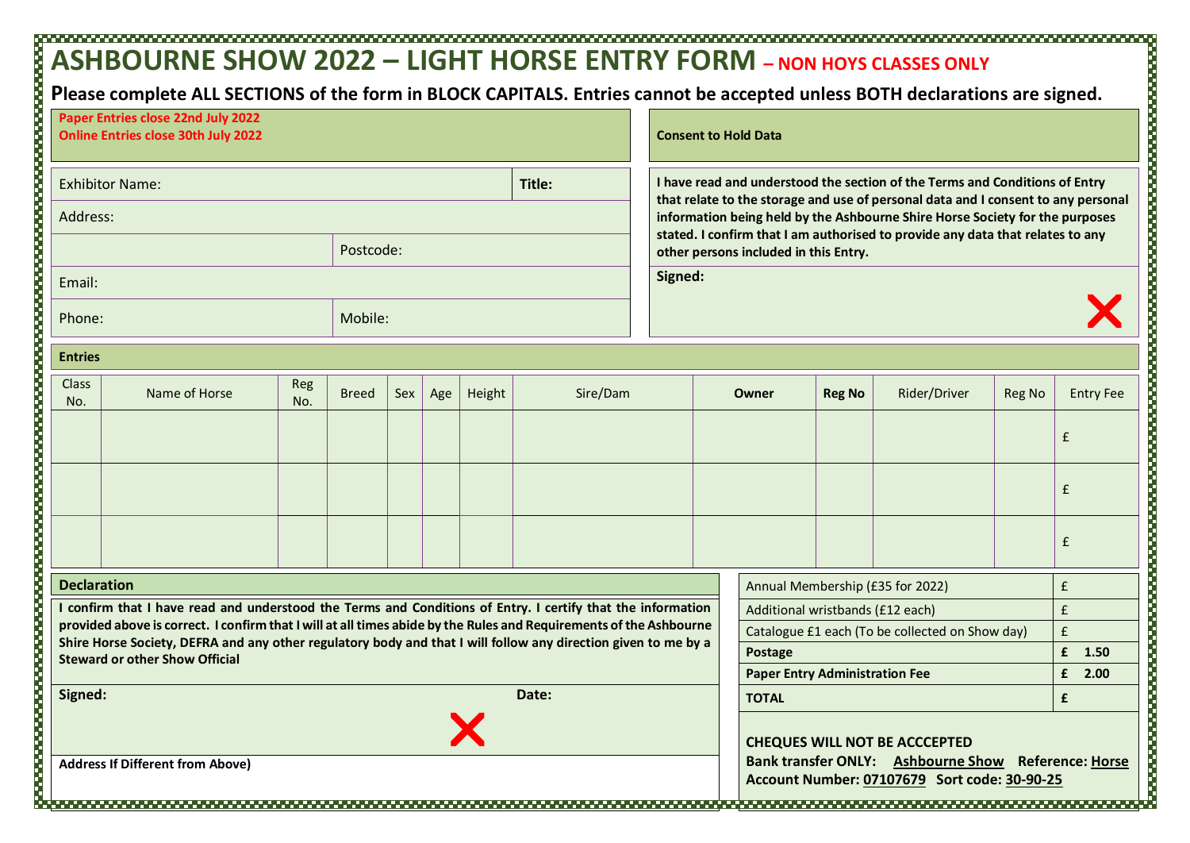# ASHBOURNE SHOW 2022 – LIGHT HORSE ENTRY FORM – NON HOYS CLASSES ONLY

**Please complete ALL SECTIONS of the form in BLOCK CAPITALS. Entries cannot be accepted unless BOTH declarations are signed.**

**Paper Entries close 22nd July 2022**
**Online Entries close 30th July 2022**

| Exhibitor Name: | | **Title:** |
|---|---|---|
| Address: | | |
| | Postcode: | |
| Email: | | |
| Phone: | Mobile: | |

**Consent to Hold Data**

**I have read and understood the section of the Terms and Conditions of Entry that relate to the storage and use of personal data and I consent to any personal information being held by the Ashbourne Shire Horse Society for the purposes stated. I confirm that I am authorised to provide any data that relates to any other persons included in this Entry.**

**Signed:** ✕

**Entries**

| Class No. | Name of Horse | Reg No. | Breed | Sex | Age | Height | Sire/Dam | **Owner** | **Reg No** | Rider/Driver | Reg No | Entry Fee |
|---|---|---|---|---|---|---|---|---|---|---|---|---|
| | | | | | | | | | | | | £ |
| | | | | | | | | | | | | £ |
| | | | | | | | | | | | | £ |

**Declaration**

**I confirm that I have read and understood the Terms and Conditions of Entry. I certify that the information provided above is correct. I confirm that I will at all times abide by the Rules and Requirements of the Ashbourne Shire Horse Society, DEFRA and any other regulatory body and that I will follow any direction given to me by a Steward or other Show Official**

**Signed:** ✕ **Date:**

**Address If Different from Above)**

| | |
|---|---|
| Annual Membership (£35 for 2022) | £ |
| Additional wristbands (£12 each) | £ |
| Catalogue £1 each (To be collected on Show day) | £ |
| **Postage** | **£ 1.50** |
| **Paper Entry Administration Fee** | **£ 2.00** |
| **TOTAL** | **£** |

**CHEQUES WILL NOT BE ACCCEPTED**
**Bank transfer ONLY: Ashbourne Show Reference: Horse**
**Account Number: 07107679 Sort code: 30-90-25**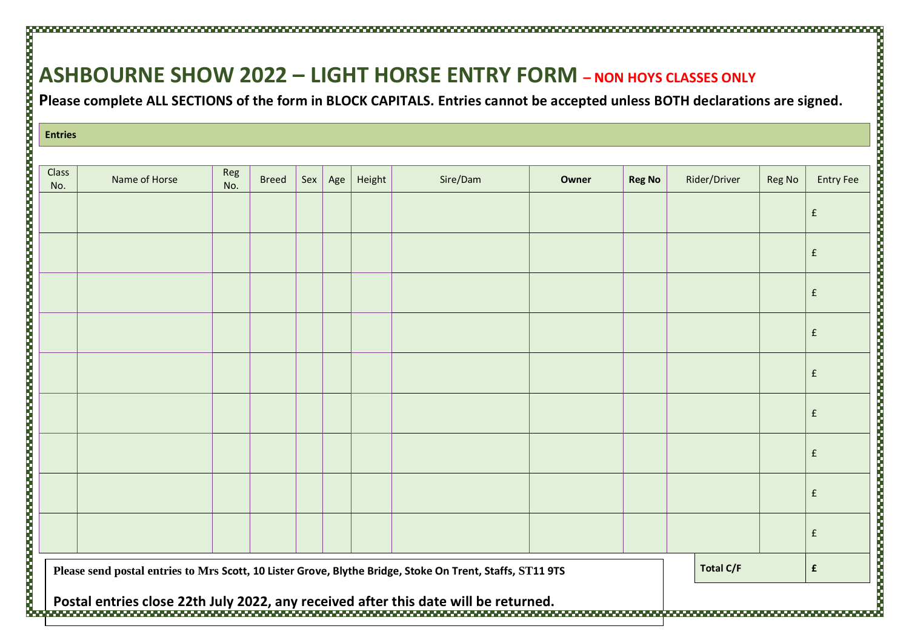# ASHBOURNE SHOW 2022 – LIGHT HORSE ENTRY FORM – NON HOYS CLASSES ONLY

**Please complete ALL SECTIONS of the form in BLOCK CAPITALS. Entries cannot be accepted unless BOTH declarations are signed.**

**Entries**

| Class No. | Name of Horse | Reg No. | Breed | Sex | Age | Height | Sire/Dam | **Owner** | **Reg No** | Rider/Driver | Reg No | Entry Fee |
|---|---|---|---|---|---|---|---|---|---|---|---|---|
| | | | | | | | | | | | | £ |
| | | | | | | | | | | | | £ |
| | | | | | | | | | | | | £ |
| | | | | | | | | | | | | £ |
| | | | | | | | | | | | | £ |
| | | | | | | | | | | | | £ |
| | | | | | | | | | | | | £ |
| | | | | | | | | | | | | £ |
| | | | | | | | | | | | | £ |
| | | | | | | | | | | **Total C/F** | | **£** |

**Please send postal entries to Mrs Scott, 10 Lister Grove, Blythe Bridge, Stoke On Trent, Staffs, ST11 9TS**

**Postal entries close 22th July 2022, any received after this date will be returned.**